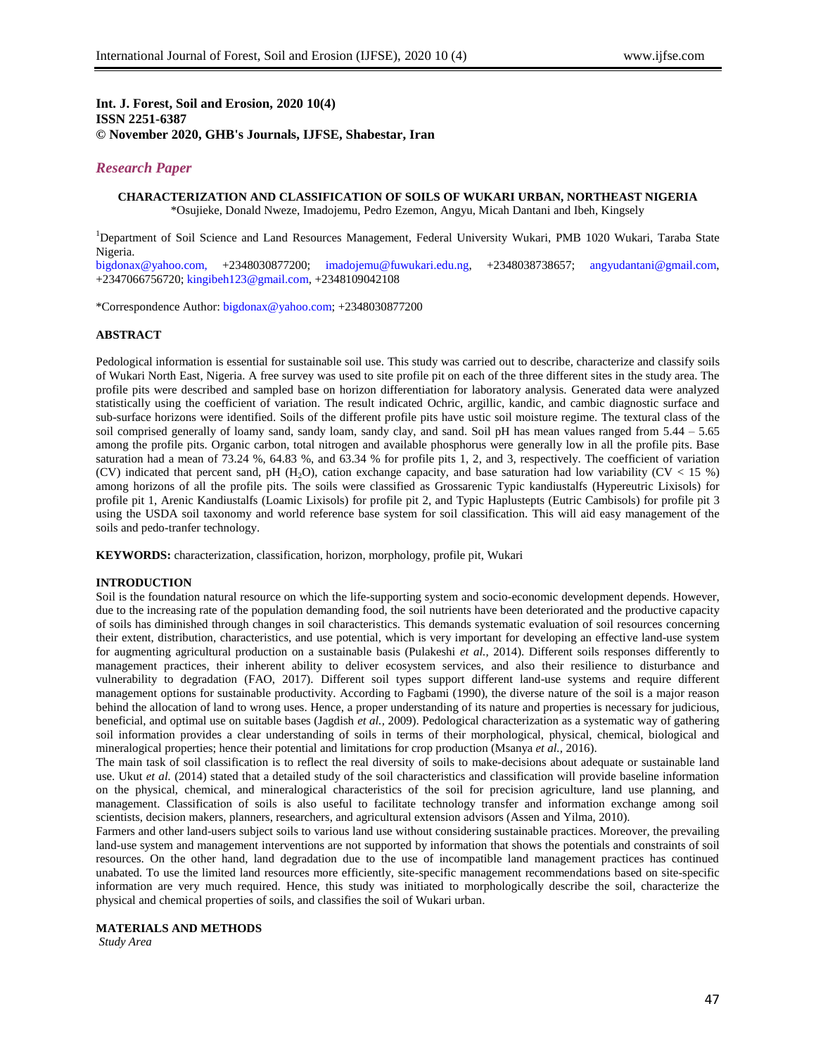**Int. J. Forest, Soil and Erosion, 2020 10(4)**
**ISSN 2251-6387**
**© November 2020, GHB's Journals, IJFSE, Shabestar, Iran**

*Research Paper*

# CHARACTERIZATION AND CLASSIFICATION OF SOILS OF WUKARI URBAN, NORTHEAST NIGERIA

\*Osujieke, Donald Nweze, Imadojemu, Pedro Ezemon, Angyu, Micah Dantani and Ibeh, Kingsely

[1]Department of Soil Science and Land Resources Management, Federal University Wukari, PMB 1020 Wukari, Taraba State Nigeria.
bigdonax@yahoo.com, +2348030877200; imadojemu@fuwukari.edu.ng, +2348038738657; angyudantani@gmail.com, +2347066756720; kingibeh123@gmail.com, +2348109042108

\*Correspondence Author: bigdonax@yahoo.com; +2348030877200

## ABSTRACT

Pedological information is essential for sustainable soil use. This study was carried out to describe, characterize and classify soils of Wukari North East, Nigeria. A free survey was used to site profile pit on each of the three different sites in the study area. The profile pits were described and sampled base on horizon differentiation for laboratory analysis. Generated data were analyzed statistically using the coefficient of variation. The result indicated Ochric, argillic, kandic, and cambic diagnostic surface and sub-surface horizons were identified. Soils of the different profile pits have ustic soil moisture regime. The textural class of the soil comprised generally of loamy sand, sandy loam, sandy clay, and sand. Soil pH has mean values ranged from 5.44 – 5.65 among the profile pits. Organic carbon, total nitrogen and available phosphorus were generally low in all the profile pits. Base saturation had a mean of 73.24 %, 64.83 %, and 63.34 % for profile pits 1, 2, and 3, respectively. The coefficient of variation (CV) indicated that percent sand, pH ($H_2O$), cation exchange capacity, and base saturation had low variability (CV < 15 %) among horizons of all the profile pits. The soils were classified as Grossarenic Typic kandiustalfs (Hypereutric Lixisols) for profile pit 1, Arenic Kandiustalfs (Loamic Lixisols) for profile pit 2, and Typic Haplustepts (Eutric Cambisols) for profile pit 3 using the USDA soil taxonomy and world reference base system for soil classification. This will aid easy management of the soils and pedo-tranfer technology.

**KEYWORDS:** characterization, classification, horizon, morphology, profile pit, Wukari

## INTRODUCTION

Soil is the foundation natural resource on which the life-supporting system and socio-economic development depends. However, due to the increasing rate of the population demanding food, the soil nutrients have been deteriorated and the productive capacity of soils has diminished through changes in soil characteristics. This demands systematic evaluation of soil resources concerning their extent, distribution, characteristics, and use potential, which is very important for developing an effective land-use system for augmenting agricultural production on a sustainable basis (Pulakeshi *et al.,* 2014). Different soils responses differently to management practices, their inherent ability to deliver ecosystem services, and also their resilience to disturbance and vulnerability to degradation (FAO, 2017). Different soil types support different land-use systems and require different management options for sustainable productivity. According to Fagbami (1990), the diverse nature of the soil is a major reason behind the allocation of land to wrong uses. Hence, a proper understanding of its nature and properties is necessary for judicious, beneficial, and optimal use on suitable bases (Jagdish *et al.,* 2009). Pedological characterization as a systematic way of gathering soil information provides a clear understanding of soils in terms of their morphological, physical, chemical, biological and mineralogical properties; hence their potential and limitations for crop production (Msanya *et al.,* 2016).

The main task of soil classification is to reflect the real diversity of soils to make-decisions about adequate or sustainable land use. Ukut *et al.* (2014) stated that a detailed study of the soil characteristics and classification will provide baseline information on the physical, chemical, and mineralogical characteristics of the soil for precision agriculture, land use planning, and management. Classification of soils is also useful to facilitate technology transfer and information exchange among soil scientists, decision makers, planners, researchers, and agricultural extension advisors (Assen and Yilma, 2010).

Farmers and other land-users subject soils to various land use without considering sustainable practices. Moreover, the prevailing land-use system and management interventions are not supported by information that shows the potentials and constraints of soil resources. On the other hand, land degradation due to the use of incompatible land management practices has continued unabated. To use the limited land resources more efficiently, site-specific management recommendations based on site-specific information are very much required. Hence, this study was initiated to morphologically describe the soil, characterize the physical and chemical properties of soils, and classifies the soil of Wukari urban.

## MATERIALS AND METHODS

*Study Area*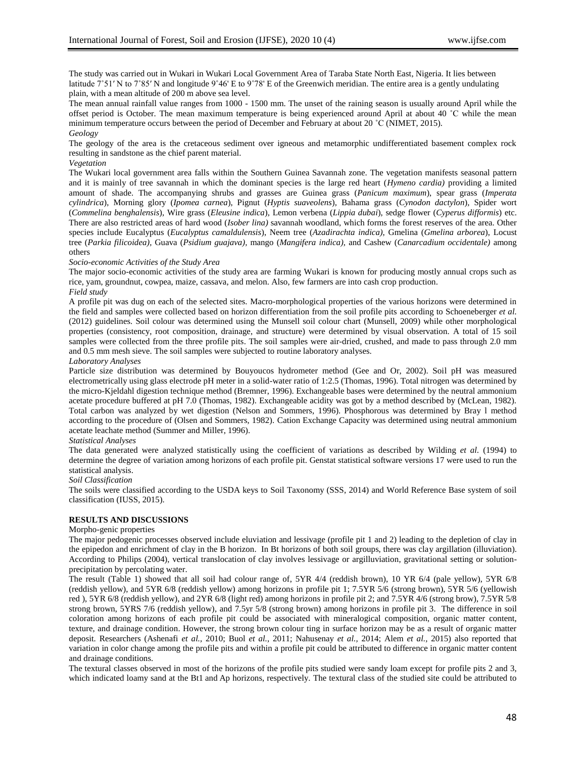The study was carried out in Wukari in Wukari Local Government Area of Taraba State North East, Nigeria. It lies between latitude 7˚51′ N to 7˚85′ N and longitude 9˚46' E to 9˚78' E of the Greenwich meridian. The entire area is a gently undulating plain, with a mean altitude of 200 m above sea level.

The mean annual rainfall value ranges from 1000 - 1500 mm. The unset of the raining season is usually around April while the offset period is October. The mean maximum temperature is being experienced around April at about 40 ˚C while the mean minimum temperature occurs between the period of December and February at about 20 ˚C (NIMET, 2015).

*Geology*

The geology of the area is the cretaceous sediment over igneous and metamorphic undifferentiated basement complex rock resulting in sandstone as the chief parent material.

*Vegetation*

The Wukari local government area falls within the Southern Guinea Savannah zone. The vegetation manifests seasonal pattern and it is mainly of tree savannah in which the dominant species is the large red heart (*Hymeno cardia)* providing a limited amount of shade. The accompanying shrubs and grasses are Guinea grass (*Panicum maximum*), spear grass (*Imperata cylindrica*), Morning glory (*Ipomea carnea*), Pignut (*Hyptis suaveolens*), Bahama grass (*Cynodon dactylon*), Spider wort (*Commelina benghalensis*), Wire grass (*Eleusine indica*), Lemon verbena (*Lippia dubai*), sedge flower (*Cyperus difformis*) etc. There are also restricted areas of hard wood (*Isober lina)* savannah woodland, which forms the forest reserves of the area. Other species include Eucalyptus (*Eucalyptus camaldulensis*), Neem tree (*Azadirachta indica)*, Gmelina (*Gmelina arborea*), Locust tree (*Parkia filicoidea),* Guava (*Psidium guajava),* mango (*Mangifera indica),* and Cashew (*Canarcadium occidentale)* among others

*Socio-economic Activities of the Study Area*

The major socio-economic activities of the study area are farming Wukari is known for producing mostly annual crops such as rice, yam, groundnut, cowpea, maize, cassava, and melon. Also, few farmers are into cash crop production.

*Field study*

A profile pit was dug on each of the selected sites. Macro-morphological properties of the various horizons were determined in the field and samples were collected based on horizon differentiation from the soil profile pits according to Schoeneberger *et al.* (2012) guidelines. Soil colour was determined using the Munsell soil colour chart (Munsell, 2009) while other morphological properties (consistency, root composition, drainage, and structure) were determined by visual observation. A total of 15 soil samples were collected from the three profile pits. The soil samples were air-dried, crushed, and made to pass through 2.0 mm and 0.5 mm mesh sieve. The soil samples were subjected to routine laboratory analyses.

*Laboratory Analyses*

Particle size distribution was determined by Bouyoucos hydrometer method (Gee and Or, 2002). Soil pH was measured electrometrically using glass electrode pH meter in a solid-water ratio of 1:2.5 (Thomas, 1996). Total nitrogen was determined by the micro-Kjeldahl digestion technique method (Bremner, 1996). Exchangeable bases were determined by the neutral ammonium acetate procedure buffered at pH 7.0 (Thomas, 1982). Exchangeable acidity was got by a method described by (McLean, 1982). Total carbon was analyzed by wet digestion (Nelson and Sommers, 1996). Phosphorous was determined by Bray l method according to the procedure of (Olsen and Sommers, 1982). Cation Exchange Capacity was determined using neutral ammonium acetate leachate method (Summer and Miller, 1996).

*Statistical Analyses*

The data generated were analyzed statistically using the coefficient of variations as described by Wilding *et al.* (1994) to determine the degree of variation among horizons of each profile pit. Genstat statistical software versions 17 were used to run the statistical analysis.

*Soil Classification*

The soils were classified according to the USDA keys to Soil Taxonomy (SSS, 2014) and World Reference Base system of soil classification (IUSS, 2015).

## RESULTS AND DISCUSSIONS

Morpho-genic properties

The major pedogenic processes observed include eluviation and lessivage (profile pit 1 and 2) leading to the depletion of clay in the epipedon and enrichment of clay in the B horizon. In Bt horizons of both soil groups, there was clay argillation (illuviation). According to Philips (2004), vertical translocation of clay involves lessivage or argilluviation, gravitational setting or solution-precipitation by percolating water.

The result (Table 1) showed that all soil had colour range of, 5YR 4/4 (reddish brown), 10 YR 6/4 (pale yellow), 5YR 6/8 (reddish yellow), and 5YR 6/8 (reddish yellow) among horizons in profile pit 1; 7.5YR 5/6 (strong brown), 5YR 5/6 (yellowish red ), 5YR 6/8 (reddish yellow), and 2YR 6/8 (light red) among horizons in profile pit 2; and 7.5YR 4/6 (strong brow), 7.5YR 5/8 strong brown, 5YRS 7/6 (reddish yellow), and 7.5yr 5/8 (strong brown) among horizons in profile pit 3. The difference in soil coloration among horizons of each profile pit could be associated with mineralogical composition, organic matter content, texture, and drainage condition. However, the strong brown colour ting in surface horizon may be as a result of organic matter deposit. Researchers (Ashenafi *et al.,* 2010; Buol *et al.,* 2011; Nahusenay *et al.,* 2014; Alem *et al.*, 2015) also reported that variation in color change among the profile pits and within a profile pit could be attributed to difference in organic matter content and drainage conditions.

The textural classes observed in most of the horizons of the profile pits studied were sandy loam except for profile pits 2 and 3, which indicated loamy sand at the Bt1 and Ap horizons, respectively. The textural class of the studied site could be attributed to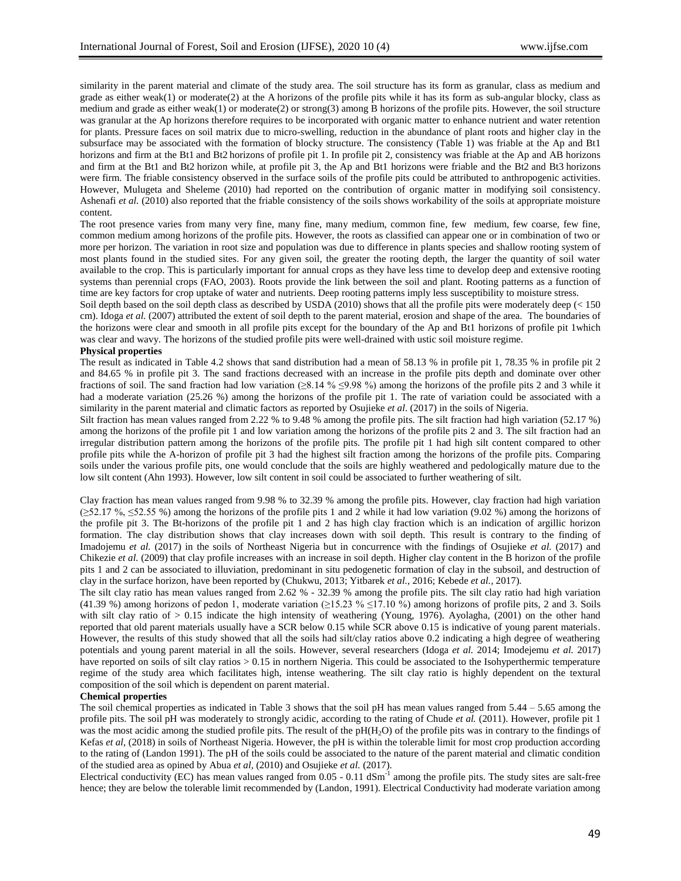similarity in the parent material and climate of the study area. The soil structure has its form as granular, class as medium and grade as either weak(1) or moderate(2) at the A horizons of the profile pits while it has its form as sub-angular blocky, class as medium and grade as either weak(1) or moderate(2) or strong(3) among B horizons of the profile pits. However, the soil structure was granular at the Ap horizons therefore requires to be incorporated with organic matter to enhance nutrient and water retention for plants. Pressure faces on soil matrix due to micro-swelling, reduction in the abundance of plant roots and higher clay in the subsurface may be associated with the formation of blocky structure. The consistency (Table 1) was friable at the Ap and Bt1 horizons and firm at the Bt1 and Bt2 horizons of profile pit 1. In profile pit 2, consistency was friable at the Ap and AB horizons and firm at the Bt1 and Bt2 horizon while, at profile pit 3, the Ap and Bt1 horizons were friable and the Bt2 and Bt3 horizons were firm. The friable consistency observed in the surface soils of the profile pits could be attributed to anthropogenic activities. However, Mulugeta and Sheleme (2010) had reported on the contribution of organic matter in modifying soil consistency. Ashenafi *et al.* (2010) also reported that the friable consistency of the soils shows workability of the soils at appropriate moisture content.

The root presence varies from many very fine, many fine, many medium, common fine, few medium, few coarse, few fine, common medium among horizons of the profile pits. However, the roots as classified can appear one or in combination of two or more per horizon. The variation in root size and population was due to difference in plants species and shallow rooting system of most plants found in the studied sites. For any given soil, the greater the rooting depth, the larger the quantity of soil water available to the crop. This is particularly important for annual crops as they have less time to develop deep and extensive rooting systems than perennial crops (FAO, 2003). Roots provide the link between the soil and plant. Rooting patterns as a function of time are key factors for crop uptake of water and nutrients. Deep rooting patterns imply less susceptibility to moisture stress.

Soil depth based on the soil depth class as described by USDA (2010) shows that all the profile pits were moderately deep (< 150 cm). Idoga *et al.* (2007) attributed the extent of soil depth to the parent material, erosion and shape of the area. The boundaries of the horizons were clear and smooth in all profile pits except for the boundary of the Ap and Bt1 horizons of profile pit 1which was clear and wavy. The horizons of the studied profile pits were well-drained with ustic soil moisture regime.

**Physical properties**

The result as indicated in Table 4.2 shows that sand distribution had a mean of 58.13 % in profile pit 1, 78.35 % in profile pit 2 and 84.65 % in profile pit 3. The sand fractions decreased with an increase in the profile pits depth and dominate over other fractions of soil. The sand fraction had low variation (≥8.14 % ≤9.98 %) among the horizons of the profile pits 2 and 3 while it had a moderate variation (25.26 %) among the horizons of the profile pit 1. The rate of variation could be associated with a similarity in the parent material and climatic factors as reported by Osujieke *et al.* (2017) in the soils of Nigeria.

Silt fraction has mean values ranged from 2.22 % to 9.48 % among the profile pits. The silt fraction had high variation (52.17 %) among the horizons of the profile pit 1 and low variation among the horizons of the profile pits 2 and 3. The silt fraction had an irregular distribution pattern among the horizons of the profile pits. The profile pit 1 had high silt content compared to other profile pits while the A-horizon of profile pit 3 had the highest silt fraction among the horizons of the profile pits. Comparing soils under the various profile pits, one would conclude that the soils are highly weathered and pedologically mature due to the low silt content (Ahn 1993). However, low silt content in soil could be associated to further weathering of silt.

Clay fraction has mean values ranged from 9.98 % to 32.39 % among the profile pits. However, clay fraction had high variation (≥52.17 %, ≤52.55 %) among the horizons of the profile pits 1 and 2 while it had low variation (9.02 %) among the horizons of the profile pit 3. The Bt-horizons of the profile pit 1 and 2 has high clay fraction which is an indication of argillic horizon formation. The clay distribution shows that clay increases down with soil depth. This result is contrary to the finding of Imadojemu *et al.* (2017) in the soils of Northeast Nigeria but in concurrence with the findings of Osujieke *et al.* (2017) and Chikezie *et al.* (2009) that clay profile increases with an increase in soil depth. Higher clay content in the B horizon of the profile pits 1 and 2 can be associated to illuviation, predominant in situ pedogenetic formation of clay in the subsoil, and destruction of clay in the surface horizon, have been reported by (Chukwu, 2013; Yitbarek *et al.*, 2016; Kebede *et al.*, 2017).

The silt clay ratio has mean values ranged from 2.62 % - 32.39 % among the profile pits. The silt clay ratio had high variation (41.39 %) among horizons of pedon 1, moderate variation (≥15.23 % ≤17.10 %) among horizons of profile pits, 2 and 3. Soils with silt clay ratio of > 0.15 indicate the high intensity of weathering (Young, 1976). Ayolagha, (2001) on the other hand reported that old parent materials usually have a SCR below 0.15 while SCR above 0.15 is indicative of young parent materials. However, the results of this study showed that all the soils had silt/clay ratios above 0.2 indicating a high degree of weathering potentials and young parent material in all the soils. However, several researchers (Idoga *et al.* 2014; Imodejemu *et al.* 2017) have reported on soils of silt clay ratios > 0.15 in northern Nigeria. This could be associated to the Isohyperthermic temperature regime of the study area which facilitates high, intense weathering. The silt clay ratio is highly dependent on the textural composition of the soil which is dependent on parent material.

**Chemical properties**

The soil chemical properties as indicated in Table 3 shows that the soil pH has mean values ranged from 5.44 – 5.65 among the profile pits. The soil pH was moderately to strongly acidic, according to the rating of Chude *et al.* (2011). However, profile pit 1 was the most acidic among the studied profile pits. The result of the pH($H_2O$) of the profile pits was in contrary to the findings of Kefas *et al*, (2018) in soils of Northeast Nigeria. However, the pH is within the tolerable limit for most crop production according to the rating of (Landon 1991). The pH of the soils could be associated to the nature of the parent material and climatic condition of the studied area as opined by Abua *et al*, (2010) and Osujieke *et al.* (2017).

Electrical conductivity (EC) has mean values ranged from 0.05 - 0.11 $dSm^{-1}$ among the profile pits. The study sites are salt-free hence; they are below the tolerable limit recommended by (Landon, 1991). Electrical Conductivity had moderate variation among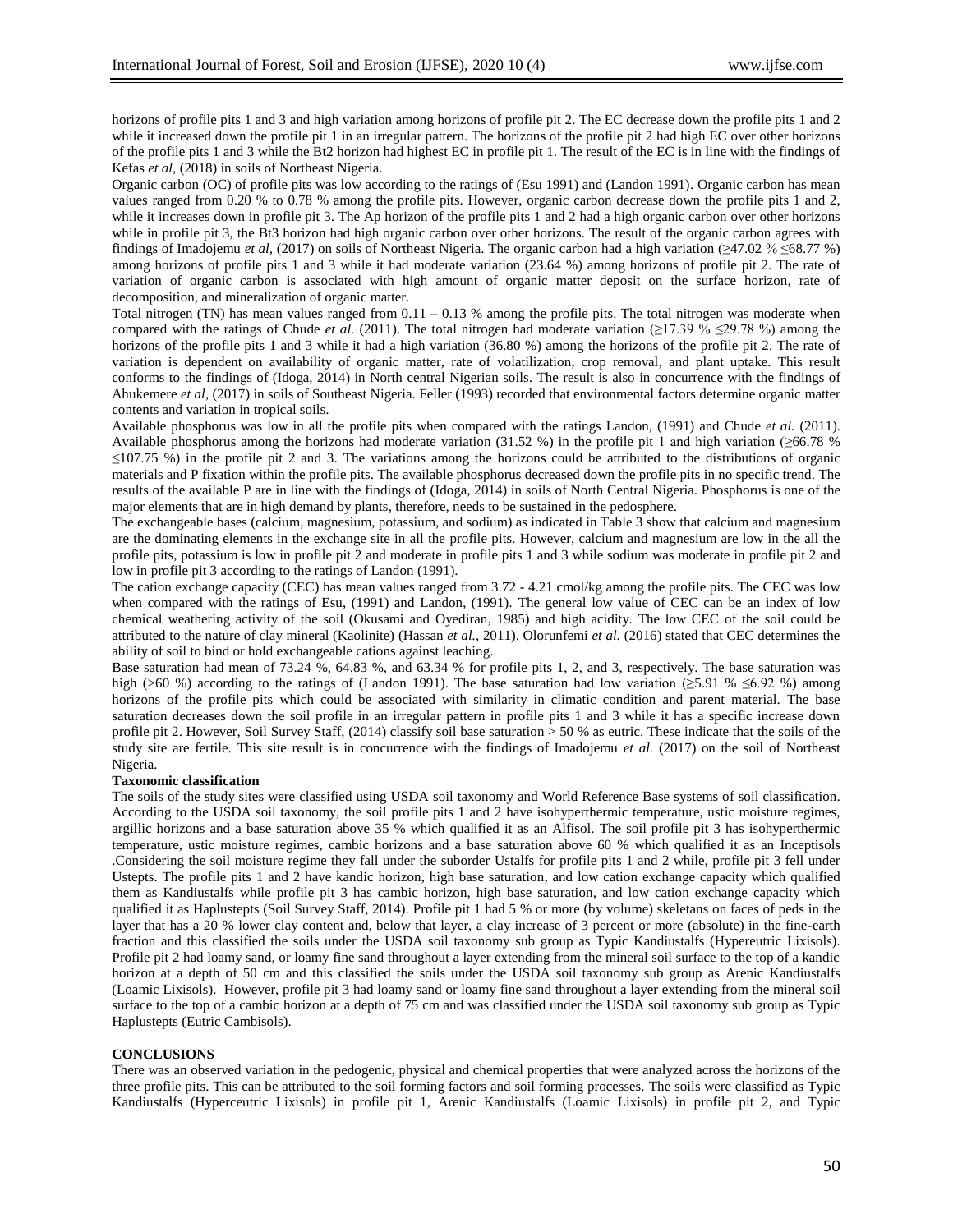horizons of profile pits 1 and 3 and high variation among horizons of profile pit 2. The EC decrease down the profile pits 1 and 2 while it increased down the profile pit 1 in an irregular pattern. The horizons of the profile pit 2 had high EC over other horizons of the profile pits 1 and 3 while the Bt2 horizon had highest EC in profile pit 1. The result of the EC is in line with the findings of Kefas *et al*, (2018) in soils of Northeast Nigeria.

Organic carbon (OC) of profile pits was low according to the ratings of (Esu 1991) and (Landon 1991). Organic carbon has mean values ranged from 0.20 % to 0.78 % among the profile pits. However, organic carbon decrease down the profile pits 1 and 2, while it increases down in profile pit 3. The Ap horizon of the profile pits 1 and 2 had a high organic carbon over other horizons while in profile pit 3, the Bt3 horizon had high organic carbon over other horizons. The result of the organic carbon agrees with findings of Imadojemu *et al*, (2017) on soils of Northeast Nigeria. The organic carbon had a high variation (≥47.02 % ≤68.77 %) among horizons of profile pits 1 and 3 while it had moderate variation (23.64 %) among horizons of profile pit 2. The rate of variation of organic carbon is associated with high amount of organic matter deposit on the surface horizon, rate of decomposition, and mineralization of organic matter.

Total nitrogen (TN) has mean values ranged from 0.11 – 0.13 % among the profile pits. The total nitrogen was moderate when compared with the ratings of Chude *et al.* (2011). The total nitrogen had moderate variation (≥17.39 % ≤29.78 %) among the horizons of the profile pits 1 and 3 while it had a high variation (36.80 %) among the horizons of the profile pit 2. The rate of variation is dependent on availability of organic matter, rate of volatilization, crop removal, and plant uptake. This result conforms to the findings of (Idoga, 2014) in North central Nigerian soils. The result is also in concurrence with the findings of Ahukemere *et al*, (2017) in soils of Southeast Nigeria. Feller (1993) recorded that environmental factors determine organic matter contents and variation in tropical soils.

Available phosphorus was low in all the profile pits when compared with the ratings Landon, (1991) and Chude *et al.* (2011). Available phosphorus among the horizons had moderate variation (31.52 %) in the profile pit 1 and high variation (≥66.78 % ≤107.75 %) in the profile pit 2 and 3. The variations among the horizons could be attributed to the distributions of organic materials and P fixation within the profile pits. The available phosphorus decreased down the profile pits in no specific trend. The results of the available P are in line with the findings of (Idoga, 2014) in soils of North Central Nigeria. Phosphorus is one of the major elements that are in high demand by plants, therefore, needs to be sustained in the pedosphere.

The exchangeable bases (calcium, magnesium, potassium, and sodium) as indicated in Table 3 show that calcium and magnesium are the dominating elements in the exchange site in all the profile pits. However, calcium and magnesium are low in the all the profile pits, potassium is low in profile pit 2 and moderate in profile pits 1 and 3 while sodium was moderate in profile pit 2 and low in profile pit 3 according to the ratings of Landon (1991).

The cation exchange capacity (CEC) has mean values ranged from 3.72 - 4.21 cmol/kg among the profile pits. The CEC was low when compared with the ratings of Esu, (1991) and Landon, (1991). The general low value of CEC can be an index of low chemical weathering activity of the soil (Okusami and Oyediran, 1985) and high acidity. The low CEC of the soil could be attributed to the nature of clay mineral (Kaolinite) (Hassan *et al.*, 2011). Olorunfemi *et al.* (2016) stated that CEC determines the ability of soil to bind or hold exchangeable cations against leaching.

Base saturation had mean of 73.24 %, 64.83 %, and 63.34 % for profile pits 1, 2, and 3, respectively. The base saturation was high (>60 %) according to the ratings of (Landon 1991). The base saturation had low variation (≥5.91 % ≤6.92 %) among horizons of the profile pits which could be associated with similarity in climatic condition and parent material. The base saturation decreases down the soil profile in an irregular pattern in profile pits 1 and 3 while it has a specific increase down profile pit 2. However, Soil Survey Staff, (2014) classify soil base saturation > 50 % as eutric. These indicate that the soils of the study site are fertile. This site result is in concurrence with the findings of Imadojemu *et al.* (2017) on the soil of Northeast Nigeria.

**Taxonomic classification**

The soils of the study sites were classified using USDA soil taxonomy and World Reference Base systems of soil classification. According to the USDA soil taxonomy, the soil profile pits 1 and 2 have isohyperthermic temperature, ustic moisture regimes, argillic horizons and a base saturation above 35 % which qualified it as an Alfisol. The soil profile pit 3 has isohyperthermic temperature, ustic moisture regimes, cambic horizons and a base saturation above 60 % which qualified it as an Inceptisols .Considering the soil moisture regime they fall under the suborder Ustalfs for profile pits 1 and 2 while, profile pit 3 fell under Ustepts. The profile pits 1 and 2 have kandic horizon, high base saturation, and low cation exchange capacity which qualified them as Kandiustalfs while profile pit 3 has cambic horizon, high base saturation, and low cation exchange capacity which qualified it as Haplustepts (Soil Survey Staff, 2014). Profile pit 1 had 5 % or more (by volume) skeletans on faces of peds in the layer that has a 20 % lower clay content and, below that layer, a clay increase of 3 percent or more (absolute) in the fine-earth fraction and this classified the soils under the USDA soil taxonomy sub group as Typic Kandiustalfs (Hypereutric Lixisols). Profile pit 2 had loamy sand, or loamy fine sand throughout a layer extending from the mineral soil surface to the top of a kandic horizon at a depth of 50 cm and this classified the soils under the USDA soil taxonomy sub group as Arenic Kandiustalfs (Loamic Lixisols). However, profile pit 3 had loamy sand or loamy fine sand throughout a layer extending from the mineral soil surface to the top of a cambic horizon at a depth of 75 cm and was classified under the USDA soil taxonomy sub group as Typic Haplustepts (Eutric Cambisols).

## CONCLUSIONS

There was an observed variation in the pedogenic, physical and chemical properties that were analyzed across the horizons of the three profile pits. This can be attributed to the soil forming factors and soil forming processes. The soils were classified as Typic Kandiustalfs (Hyperceutric Lixisols) in profile pit 1, Arenic Kandiustalfs (Loamic Lixisols) in profile pit 2, and Typic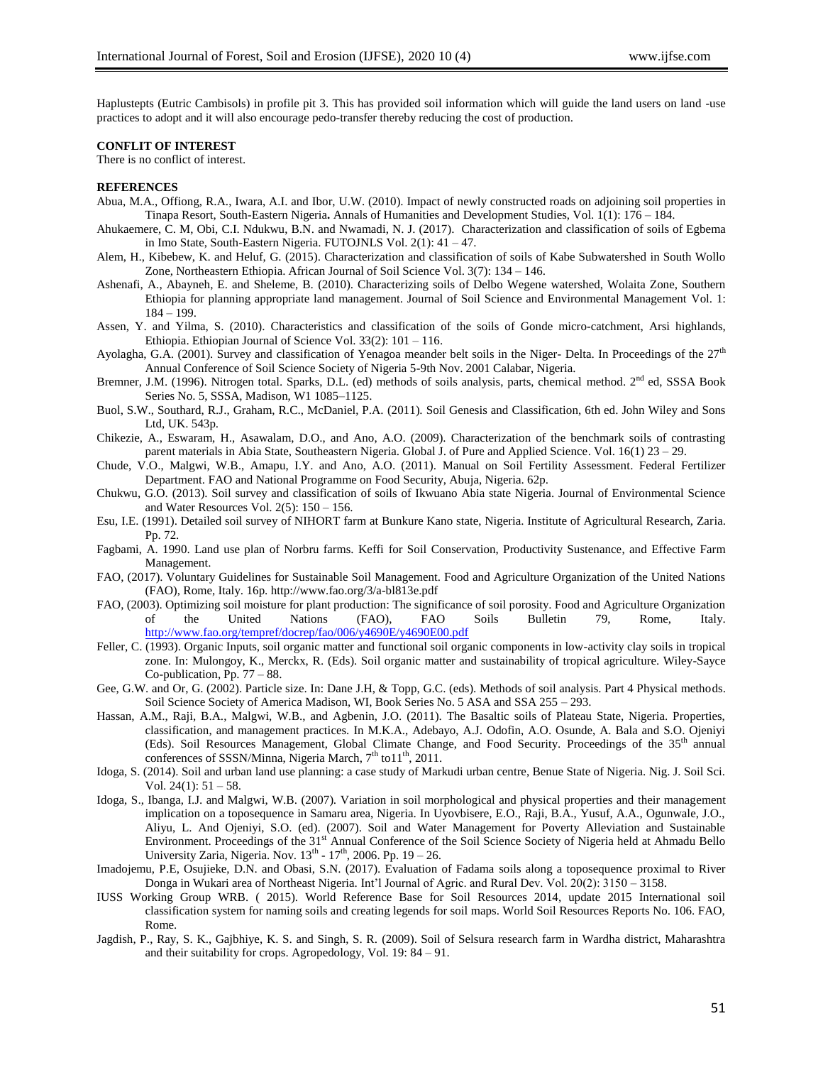Haplustepts (Eutric Cambisols) in profile pit 3. This has provided soil information which will guide the land users on land -use practices to adopt and it will also encourage pedo-transfer thereby reducing the cost of production.

**CONFLIT OF INTEREST**

There is no conflict of interest.

**REFERENCES**

Abua, M.A., Offiong, R.A., Iwara, A.I. and Ibor, U.W. (2010). Impact of newly constructed roads on adjoining soil properties in Tinapa Resort, South-Eastern Nigeria**.** Annals of Humanities and Development Studies, Vol. 1(1): 176 – 184.

Ahukaemere, C. M, Obi, C.I. Ndukwu, B.N. and Nwamadi, N. J. (2017). Characterization and classification of soils of Egbema in Imo State, South-Eastern Nigeria. FUTOJNLS Vol. 2(1): 41 – 47.

Alem, H., Kibebew, K. and Heluf, G. (2015). Characterization and classification of soils of Kabe Subwatershed in South Wollo Zone, Northeastern Ethiopia. African Journal of Soil Science Vol. 3(7): 134 – 146.

Ashenafi, A., Abayneh, E. and Sheleme, B. (2010). Characterizing soils of Delbo Wegene watershed, Wolaita Zone, Southern Ethiopia for planning appropriate land management. Journal of Soil Science and Environmental Management Vol. 1: 184 – 199.

Assen, Y. and Yilma, S. (2010). Characteristics and classification of the soils of Gonde micro-catchment, Arsi highlands, Ethiopia. Ethiopian Journal of Science Vol. 33(2): 101 – 116.

Ayolagha, G.A. (2001). Survey and classification of Yenagoa meander belt soils in the Niger- Delta. In Proceedings of the 27th Annual Conference of Soil Science Society of Nigeria 5-9th Nov. 2001 Calabar, Nigeria.

Bremner, J.M. (1996). Nitrogen total. Sparks, D.L. (ed) methods of soils analysis, parts, chemical method. 2nd ed, SSSA Book Series No. 5, SSSA, Madison, W1 1085–1125.

Buol, S.W., Southard, R.J., Graham, R.C., McDaniel, P.A. (2011). Soil Genesis and Classification, 6th ed. John Wiley and Sons Ltd, UK. 543p.

Chikezie, A., Eswaram, H., Asawalam, D.O., and Ano, A.O. (2009). Characterization of the benchmark soils of contrasting parent materials in Abia State, Southeastern Nigeria. Global J. of Pure and Applied Science. Vol. 16(1) 23 – 29.

Chude, V.O., Malgwi, W.B., Amapu, I.Y. and Ano, A.O. (2011). Manual on Soil Fertility Assessment. Federal Fertilizer Department. FAO and National Programme on Food Security, Abuja, Nigeria. 62p.

Chukwu, G.O. (2013). Soil survey and classification of soils of Ikwuano Abia state Nigeria. Journal of Environmental Science and Water Resources Vol. 2(5): 150 – 156.

Esu, I.E. (1991). Detailed soil survey of NIHORT farm at Bunkure Kano state, Nigeria. Institute of Agricultural Research, Zaria. Pp. 72.

Fagbami, A. 1990. Land use plan of Norbru farms. Keffi for Soil Conservation, Productivity Sustenance, and Effective Farm Management.

FAO, (2017). Voluntary Guidelines for Sustainable Soil Management. Food and Agriculture Organization of the United Nations (FAO), Rome, Italy. 16p. http://www.fao.org/3/a-bl813e.pdf

FAO, (2003). Optimizing soil moisture for plant production: The significance of soil porosity. Food and Agriculture Organization of the United Nations (FAO), FAO Soils Bulletin 79, Rome, Italy. http://www.fao.org/tempref/docrep/fao/006/y4690E/y4690E00.pdf

Feller, C. (1993). Organic Inputs, soil organic matter and functional soil organic components in low-activity clay soils in tropical zone. In: Mulongoy, K., Merckx, R. (Eds). Soil organic matter and sustainability of tropical agriculture. Wiley-Sayce Co-publication, Pp. 77 – 88.

Gee, G.W. and Or, G. (2002). Particle size. In: Dane J.H, & Topp, G.C. (eds). Methods of soil analysis. Part 4 Physical methods. Soil Science Society of America Madison, WI, Book Series No. 5 ASA and SSA 255 – 293.

Hassan, A.M., Raji, B.A., Malgwi, W.B., and Agbenin, J.O. (2011). The Basaltic soils of Plateau State, Nigeria. Properties, classification, and management practices. In M.K.A., Adebayo, A.J. Odofin, A.O. Osunde, A. Bala and S.O. Ojeniyi (Eds). Soil Resources Management, Global Climate Change, and Food Security. Proceedings of the 35th annual conferences of SSSN/Minna, Nigeria March, 7th to11th, 2011.

Idoga, S. (2014). Soil and urban land use planning: a case study of Markudi urban centre, Benue State of Nigeria. Nig. J. Soil Sci. Vol. 24(1): 51 – 58.

Idoga, S., Ibanga, I.J. and Malgwi, W.B. (2007). Variation in soil morphological and physical properties and their management implication on a toposequence in Samaru area, Nigeria. In Uyovbisere, E.O., Raji, B.A., Yusuf, A.A., Ogunwale, J.O., Aliyu, L. And Ojeniyi, S.O. (ed). (2007). Soil and Water Management for Poverty Alleviation and Sustainable Environment. Proceedings of the 31st Annual Conference of the Soil Science Society of Nigeria held at Ahmadu Bello University Zaria, Nigeria. Nov. 13th - 17th, 2006. Pp. 19 – 26.

Imadojemu, P.E, Osujieke, D.N. and Obasi, S.N. (2017). Evaluation of Fadama soils along a toposequence proximal to River Donga in Wukari area of Northeast Nigeria. Int'l Journal of Agric. and Rural Dev. Vol. 20(2): 3150 – 3158.

IUSS Working Group WRB. ( 2015). World Reference Base for Soil Resources 2014, update 2015 International soil classification system for naming soils and creating legends for soil maps. World Soil Resources Reports No. 106. FAO, Rome.

Jagdish, P., Ray, S. K., Gajbhiye, K. S. and Singh, S. R. (2009). Soil of Selsura research farm in Wardha district, Maharashtra and their suitability for crops. Agropedology, Vol. 19: 84 – 91.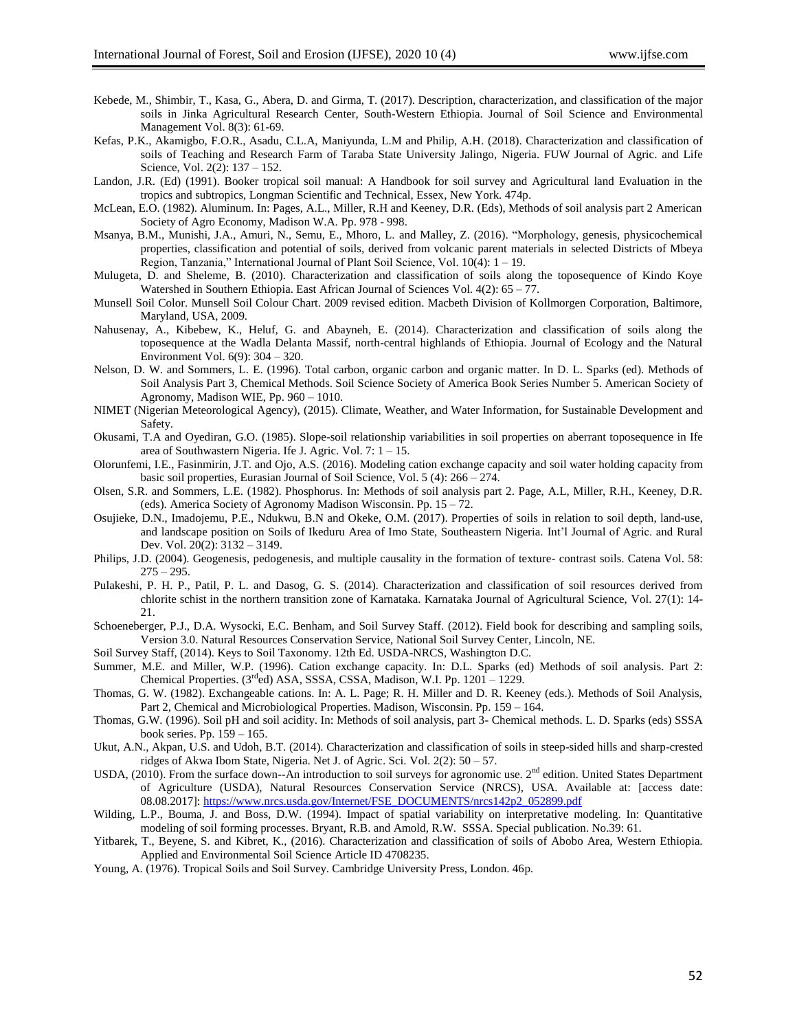Kebede, M., Shimbir, T., Kasa, G., Abera, D. and Girma, T. (2017). Description, characterization, and classification of the major soils in Jinka Agricultural Research Center, South-Western Ethiopia. Journal of Soil Science and Environmental Management Vol. 8(3): 61-69.

Kefas, P.K., Akamigbo, F.O.R., Asadu, C.L.A, Maniyunda, L.M and Philip, A.H. (2018). Characterization and classification of soils of Teaching and Research Farm of Taraba State University Jalingo, Nigeria. FUW Journal of Agric. and Life Science, Vol. 2(2): 137 – 152.

Landon, J.R. (Ed) (1991). Booker tropical soil manual: A Handbook for soil survey and Agricultural land Evaluation in the tropics and subtropics, Longman Scientific and Technical, Essex, New York. 474p.

McLean, E.O. (1982). Aluminum. In: Pages, A.L., Miller, R.H and Keeney, D.R. (Eds), Methods of soil analysis part 2 American Society of Agro Economy, Madison W.A. Pp. 978 - 998.

Msanya, B.M., Munishi, J.A., Amuri, N., Semu, E., Mhoro, L. and Malley, Z. (2016). "Morphology, genesis, physicochemical properties, classification and potential of soils, derived from volcanic parent materials in selected Districts of Mbeya Region, Tanzania," International Journal of Plant Soil Science, Vol. 10(4): 1 – 19.

Mulugeta, D. and Sheleme, B. (2010). Characterization and classification of soils along the toposequence of Kindo Koye Watershed in Southern Ethiopia. East African Journal of Sciences Vol. 4(2): 65 – 77.

Munsell Soil Color. Munsell Soil Colour Chart. 2009 revised edition. Macbeth Division of Kollmorgen Corporation, Baltimore, Maryland, USA, 2009.

Nahusenay, A., Kibebew, K., Heluf, G. and Abayneh, E. (2014). Characterization and classification of soils along the toposequence at the Wadla Delanta Massif, north-central highlands of Ethiopia. Journal of Ecology and the Natural Environment Vol. 6(9): 304 – 320.

Nelson, D. W. and Sommers, L. E. (1996). Total carbon, organic carbon and organic matter. In D. L. Sparks (ed). Methods of Soil Analysis Part 3, Chemical Methods. Soil Science Society of America Book Series Number 5. American Society of Agronomy, Madison WIE, Pp. 960 – 1010.

NIMET (Nigerian Meteorological Agency), (2015). Climate, Weather, and Water Information, for Sustainable Development and Safety.

Okusami, T.A and Oyediran, G.O. (1985). Slope-soil relationship variabilities in soil properties on aberrant toposequence in Ife area of Southwastern Nigeria. Ife J. Agric. Vol. 7: 1 – 15.

Olorunfemi, I.E., Fasinmirin, J.T. and Ojo, A.S. (2016). Modeling cation exchange capacity and soil water holding capacity from basic soil properties, Eurasian Journal of Soil Science, Vol. 5 (4): 266 – 274.

Olsen, S.R. and Sommers, L.E. (1982). Phosphorus. In: Methods of soil analysis part 2. Page, A.L, Miller, R.H., Keeney, D.R. (eds). America Society of Agronomy Madison Wisconsin. Pp. 15 – 72.

Osujieke, D.N., Imadojemu, P.E., Ndukwu, B.N and Okeke, O.M. (2017). Properties of soils in relation to soil depth, land-use, and landscape position on Soils of Ikeduru Area of Imo State, Southeastern Nigeria. Int'l Journal of Agric. and Rural Dev. Vol. 20(2): 3132 – 3149.

Philips, J.D. (2004). Geogenesis, pedogenesis, and multiple causality in the formation of texture- contrast soils. Catena Vol. 58: 275 – 295.

Pulakeshi, P. H. P., Patil, P. L. and Dasog, G. S. (2014). Characterization and classification of soil resources derived from chlorite schist in the northern transition zone of Karnataka. Karnataka Journal of Agricultural Science, Vol. 27(1): 14-21.

Schoeneberger, P.J., D.A. Wysocki, E.C. Benham, and Soil Survey Staff. (2012). Field book for describing and sampling soils, Version 3.0. Natural Resources Conservation Service, National Soil Survey Center, Lincoln, NE.

Soil Survey Staff, (2014). Keys to Soil Taxonomy. 12th Ed. USDA-NRCS, Washington D.C.

Summer, M.E. and Miller, W.P. (1996). Cation exchange capacity. In: D.L. Sparks (ed) Methods of soil analysis. Part 2: Chemical Properties. (3rd ed) ASA, SSSA, CSSA, Madison, W.I. Pp. 1201 – 1229.

Thomas, G. W. (1982). Exchangeable cations. In: A. L. Page; R. H. Miller and D. R. Keeney (eds.). Methods of Soil Analysis, Part 2, Chemical and Microbiological Properties. Madison, Wisconsin. Pp. 159 – 164.

Thomas, G.W. (1996). Soil pH and soil acidity. In: Methods of soil analysis, part 3- Chemical methods. L. D. Sparks (eds) SSSA book series. Pp. 159 – 165.

Ukut, A.N., Akpan, U.S. and Udoh, B.T. (2014). Characterization and classification of soils in steep-sided hills and sharp-crested ridges of Akwa Ibom State, Nigeria. Net J. of Agric. Sci. Vol. 2(2): 50 – 57.

USDA, (2010). From the surface down--An introduction to soil surveys for agronomic use. 2nd edition. United States Department of Agriculture (USDA), Natural Resources Conservation Service (NRCS), USA. Available at: [access date: 08.08.2017]: https://www.nrcs.usda.gov/Internet/FSE_DOCUMENTS/nrcs142p2_052899.pdf

Wilding, L.P., Bouma, J. and Boss, D.W. (1994). Impact of spatial variability on interpretative modeling. In: Quantitative modeling of soil forming processes. Bryant, R.B. and Amold, R.W. SSSA. Special publication. No.39: 61.

Yitbarek, T., Beyene, S. and Kibret, K., (2016). Characterization and classification of soils of Abobo Area, Western Ethiopia. Applied and Environmental Soil Science Article ID 4708235.

Young, A. (1976). Tropical Soils and Soil Survey. Cambridge University Press, London. 46p.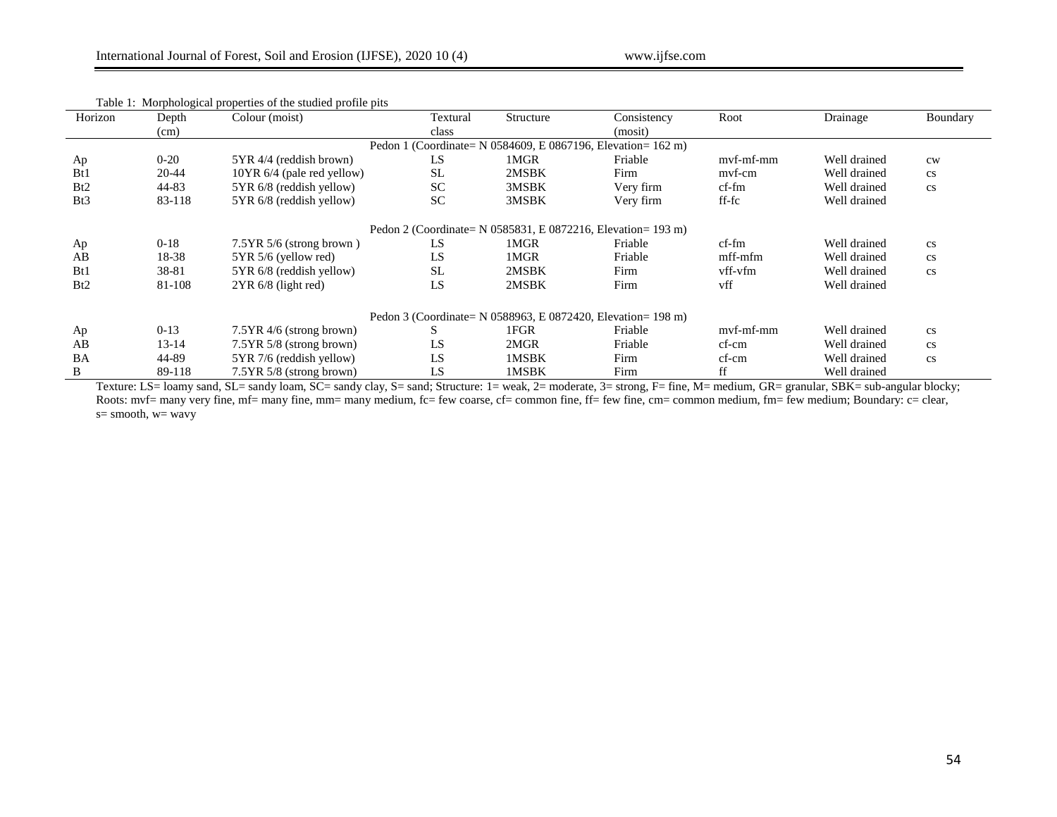Table 1: Morphological properties of the studied profile pits

| Horizon | Depth (cm) | Colour (moist) | Textural class | Structure | Consistency (mosit) | Root | Drainage | Boundary |
|---|---|---|---|---|---|---|---|---|
| Pedon 1 (Coordinate= N 0584609, E 0867196, Elevation= 162 m) | | | | | | | | |
| Ap | 0-20 | 5YR 4/4 (reddish brown) | LS | 1MGR | Friable | mvf-mf-mm | Well drained | cw |
| Bt1 | 20-44 | 10YR 6/4 (pale red yellow) | SL | 2MSBK | Firm | mvf-cm | Well drained | cs |
| Bt2 | 44-83 | 5YR 6/8 (reddish yellow) | SC | 3MSBK | Very firm | cf-fm | Well drained | cs |
| Bt3 | 83-118 | 5YR 6/8 (reddish yellow) | SC | 3MSBK | Very firm | ff-fc | Well drained | |
| Pedon 2 (Coordinate= N 0585831, E 0872216, Elevation= 193 m) | | | | | | | | |
| Ap | 0-18 | 7.5YR 5/6 (strong brown ) | LS | 1MGR | Friable | cf-fm | Well drained | cs |
| AB | 18-38 | 5YR 5/6 (yellow red) | LS | 1MGR | Friable | mff-mfm | Well drained | cs |
| Bt1 | 38-81 | 5YR 6/8 (reddish yellow) | SL | 2MSBK | Firm | vff-vfm | Well drained | cs |
| Bt2 | 81-108 | 2YR 6/8 (light red) | LS | 2MSBK | Firm | vff | Well drained | |
| Pedon 3 (Coordinate= N 0588963, E 0872420, Elevation= 198 m) | | | | | | | | |
| Ap | 0-13 | 7.5YR 4/6 (strong brown) | S | 1FGR | Friable | mvf-mf-mm | Well drained | cs |
| AB | 13-14 | 7.5YR 5/8 (strong brown) | LS | 2MGR | Friable | cf-cm | Well drained | cs |
| BA | 44-89 | 5YR 7/6 (reddish yellow) | LS | 1MSBK | Firm | cf-cm | Well drained | cs |
| B | 89-118 | 7.5YR 5/8 (strong brown) | LS | 1MSBK | Firm | ff | Well drained | |

Texture: LS= loamy sand, SL= sandy loam, SC= sandy clay, S= sand; Structure: 1= weak, 2= moderate, 3= strong, F= fine, M= medium, GR= granular, SBK= sub-angular blocky; Roots: mvf= many very fine, mf= many fine, mm= many medium, fc= few coarse, cf= common fine, ff= few fine, cm= common medium, fm= few medium; Boundary: c= clear, s= smooth, w= wavy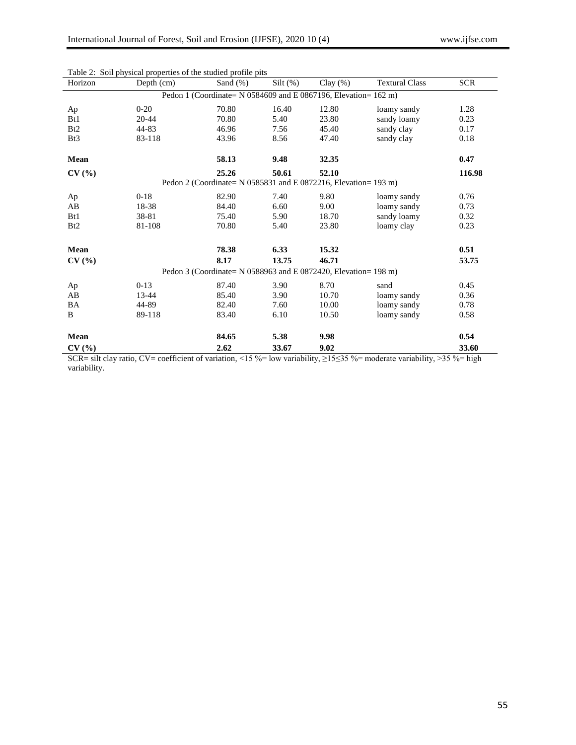Table 2: Soil physical properties of the studied profile pits

| Horizon | Depth (cm) | Sand (%) | Silt (%) | Clay (%) | Textural Class | SCR |
|---|---|---|---|---|---|---|
| Pedon 1 (Coordinate= N 0584609 and E 0867196, Elevation= 162 m) | | | | | | |
| Ap | 0-20 | 70.80 | 16.40 | 12.80 | loamy sandy | 1.28 |
| Bt1 | 20-44 | 70.80 | 5.40 | 23.80 | sandy loamy | 0.23 |
| Bt2 | 44-83 | 46.96 | 7.56 | 45.40 | sandy clay | 0.17 |
| Bt3 | 83-118 | 43.96 | 8.56 | 47.40 | sandy clay | 0.18 |
| **Mean** | | **58.13** | **9.48** | **32.35** | | **0.47** |
| **CV (%)** | | **25.26** | **50.61** | **52.10** | | **116.98** |
| Pedon 2 (Coordinate= N 0585831 and E 0872216, Elevation= 193 m) | | | | | | |
| Ap | 0-18 | 82.90 | 7.40 | 9.80 | loamy sandy | 0.76 |
| AB | 18-38 | 84.40 | 6.60 | 9.00 | loamy sandy | 0.73 |
| Bt1 | 38-81 | 75.40 | 5.90 | 18.70 | sandy loamy | 0.32 |
| Bt2 | 81-108 | 70.80 | 5.40 | 23.80 | loamy clay | 0.23 |
| **Mean** | | **78.38** | **6.33** | **15.32** | | **0.51** |
| **CV (%)** | | **8.17** | **13.75** | **46.71** | | **53.75** |
| Pedon 3 (Coordinate= N 0588963 and E 0872420, Elevation= 198 m) | | | | | | |
| Ap | 0-13 | 87.40 | 3.90 | 8.70 | sand | 0.45 |
| AB | 13-44 | 85.40 | 3.90 | 10.70 | loamy sandy | 0.36 |
| BA | 44-89 | 82.40 | 7.60 | 10.00 | loamy sandy | 0.78 |
| B | 89-118 | 83.40 | 6.10 | 10.50 | loamy sandy | 0.58 |
| **Mean** | | **84.65** | **5.38** | **9.98** | | **0.54** |
| **CV (%)** | | **2.62** | **33.67** | **9.02** | | **33.60** |

SCR= silt clay ratio, CV= coefficient of variation, <15 %= low variability, ≥15≤35 %= moderate variability, >35 %= high variability.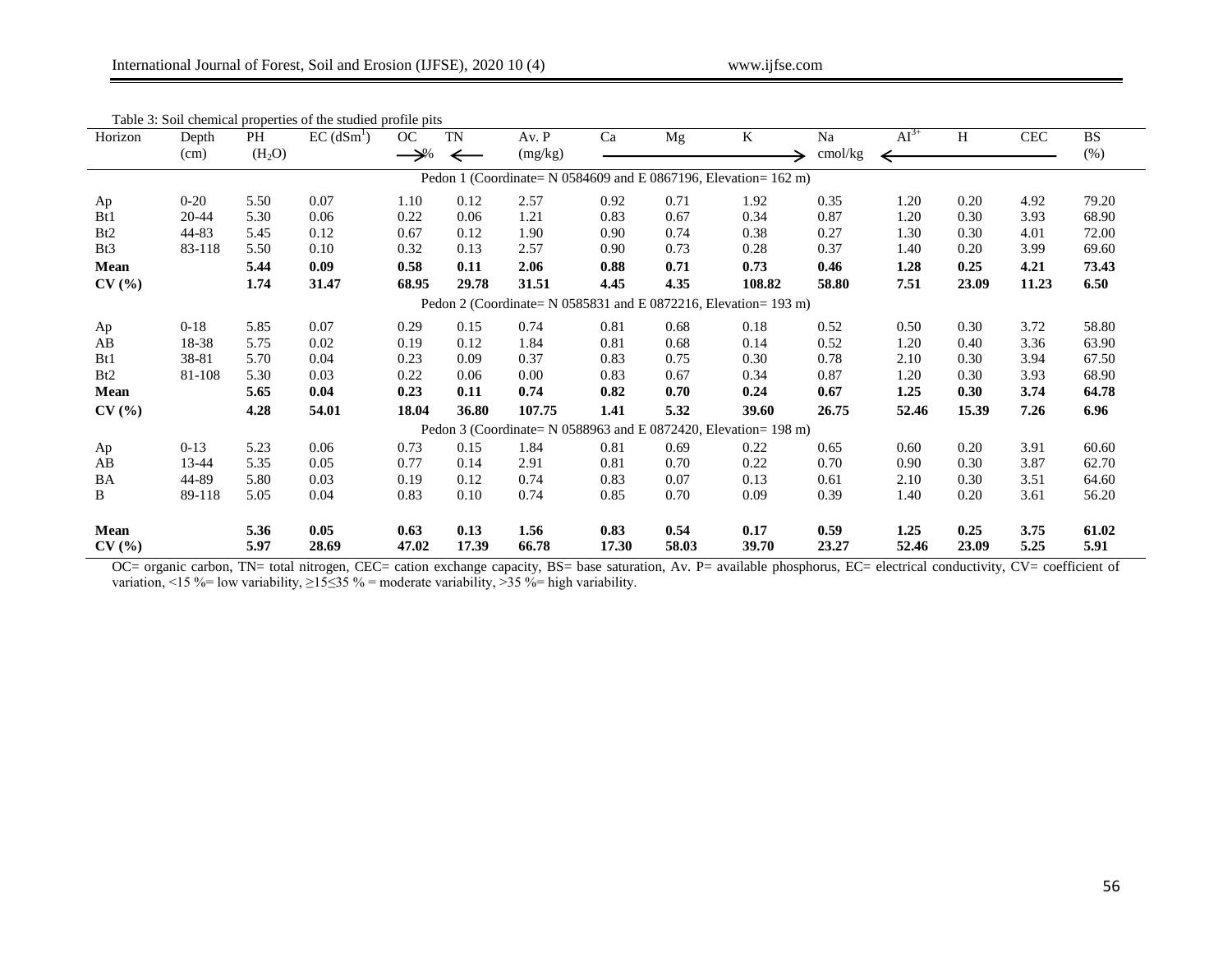Table 3: Soil chemical properties of the studied profile pits

| Horizon | Depth (cm) | PH ($H_2O$) | EC ($dSm^1$) | OC | TN | Av. P (mg/kg) | Ca | Mg | K | Na | $Al^{3+}$ | H | CEC | BS (%) |
|---|---|---|---|---|---|---|---|---|---|---|---|---|---|---|
| | | | | → % ← | | | | | | cmol/kg | | | | |
| Pedon 1 (Coordinate= N 0584609 and E 0867196, Elevation= 162 m) | | | | | | | | | | | | | | |
| Ap | 0-20 | 5.50 | 0.07 | 1.10 | 0.12 | 2.57 | 0.92 | 0.71 | 1.92 | 0.35 | 1.20 | 0.20 | 4.92 | 79.20 |
| Bt1 | 20-44 | 5.30 | 0.06 | 0.22 | 0.06 | 1.21 | 0.83 | 0.67 | 0.34 | 0.87 | 1.20 | 0.30 | 3.93 | 68.90 |
| Bt2 | 44-83 | 5.45 | 0.12 | 0.67 | 0.12 | 1.90 | 0.90 | 0.74 | 0.38 | 0.27 | 1.30 | 0.30 | 4.01 | 72.00 |
| Bt3 | 83-118 | 5.50 | 0.10 | 0.32 | 0.13 | 2.57 | 0.90 | 0.73 | 0.28 | 0.37 | 1.40 | 0.20 | 3.99 | 69.60 |
| **Mean** | | **5.44** | **0.09** | **0.58** | **0.11** | **2.06** | **0.88** | **0.71** | **0.73** | **0.46** | **1.28** | **0.25** | **4.21** | **73.43** |
| **CV (%)** | | **1.74** | **31.47** | **68.95** | **29.78** | **31.51** | **4.45** | **4.35** | **108.82** | **58.80** | **7.51** | **23.09** | **11.23** | **6.50** |
| Pedon 2 (Coordinate= N 0585831 and E 0872216, Elevation= 193 m) | | | | | | | | | | | | | | |
| Ap | 0-18 | 5.85 | 0.07 | 0.29 | 0.15 | 0.74 | 0.81 | 0.68 | 0.18 | 0.52 | 0.50 | 0.30 | 3.72 | 58.80 |
| AB | 18-38 | 5.75 | 0.02 | 0.19 | 0.12 | 1.84 | 0.81 | 0.68 | 0.14 | 0.52 | 1.20 | 0.40 | 3.36 | 63.90 |
| Bt1 | 38-81 | 5.70 | 0.04 | 0.23 | 0.09 | 0.37 | 0.83 | 0.75 | 0.30 | 0.78 | 2.10 | 0.30 | 3.94 | 67.50 |
| Bt2 | 81-108 | 5.30 | 0.03 | 0.22 | 0.06 | 0.00 | 0.83 | 0.67 | 0.34 | 0.87 | 1.20 | 0.30 | 3.93 | 68.90 |
| **Mean** | | **5.65** | **0.04** | **0.23** | **0.11** | **0.74** | **0.82** | **0.70** | **0.24** | **0.67** | **1.25** | **0.30** | **3.74** | **64.78** |
| **CV (%)** | | **4.28** | **54.01** | **18.04** | **36.80** | **107.75** | **1.41** | **5.32** | **39.60** | **26.75** | **52.46** | **15.39** | **7.26** | **6.96** |
| Pedon 3 (Coordinate= N 0588963 and E 0872420, Elevation= 198 m) | | | | | | | | | | | | | | |
| Ap | 0-13 | 5.23 | 0.06 | 0.73 | 0.15 | 1.84 | 0.81 | 0.69 | 0.22 | 0.65 | 0.60 | 0.20 | 3.91 | 60.60 |
| AB | 13-44 | 5.35 | 0.05 | 0.77 | 0.14 | 2.91 | 0.81 | 0.70 | 0.22 | 0.70 | 0.90 | 0.30 | 3.87 | 62.70 |
| BA | 44-89 | 5.80 | 0.03 | 0.19 | 0.12 | 0.74 | 0.83 | 0.07 | 0.13 | 0.61 | 2.10 | 0.30 | 3.51 | 64.60 |
| B | 89-118 | 5.05 | 0.04 | 0.83 | 0.10 | 0.74 | 0.85 | 0.70 | 0.09 | 0.39 | 1.40 | 0.20 | 3.61 | 56.20 |
| **Mean** | | **5.36** | **0.05** | **0.63** | **0.13** | **1.56** | **0.83** | **0.54** | **0.17** | **0.59** | **1.25** | **0.25** | **3.75** | **61.02** |
| **CV (%)** | | **5.97** | **28.69** | **47.02** | **17.39** | **66.78** | **17.30** | **58.03** | **39.70** | **23.27** | **52.46** | **23.09** | **5.25** | **5.91** |

OC= organic carbon, TN= total nitrogen, CEC= cation exchange capacity, BS= base saturation, Av. P= available phosphorus, EC= electrical conductivity, CV= coefficient of variation, <15 %= low variability, ≥15≤35 % = moderate variability, >35 %= high variability.